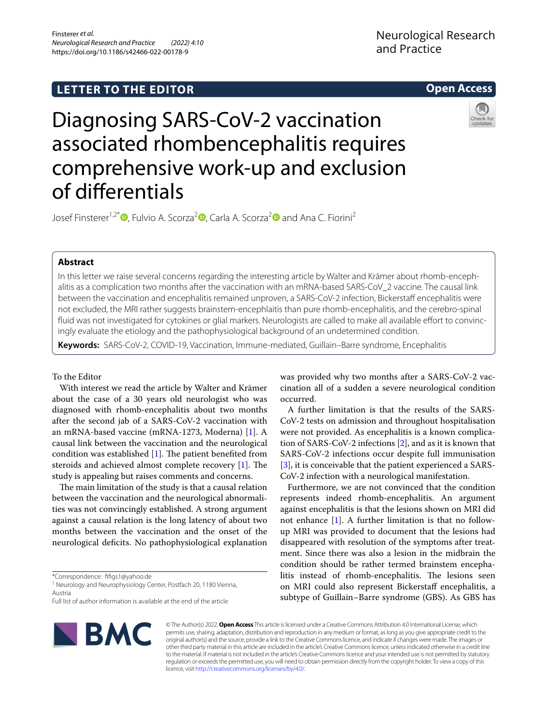LETTER TO THE EDITOR

Open Access

# Diagnosing SARS-CoV-2 vaccination associated rhombencephalitis requires comprehensive work-up and exclusion of differentials

Josef Finsterer[1,2*], Fulvio A. Scorza[2], Carla A. Scorza[2] and Ana C. Fiorini[2]

## Abstract

In this letter we raise several concerns regarding the interesting article by Walter and Krämer about rhomb-encephalitis as a complication two months after the vaccination with an mRNA-based SARS-CoV_2 vaccine. The causal link between the vaccination and encephalitis remained unproven, a SARS-CoV-2 infection, Bickerstaff encephalitis were not excluded, the MRI rather suggests brainstem-encephlaitis than pure rhomb-encephalitis, and the cerebro-spinal fluid was not investigated for cytokines or glial markers. Neurologists are called to make all available effort to convincingly evaluate the etiology and the pathophysiological background of an undetermined condition.

**Keywords:** SARS-CoV-2, COVID-19, Vaccination, Immune-mediated, Guillain–Barre syndrome, Encephalitis

To the Editor

With interest we read the article by Walter and Krämer about the case of a 30 years old neurologist who was diagnosed with rhomb-encephalitis about two months after the second jab of a SARS-CoV-2 vaccination with an mRNA-based vaccine (mRNA-1273, Moderna) [1]. A causal link between the vaccination and the neurological condition was established [1]. The patient benefited from steroids and achieved almost complete recovery [1]. The study is appealing but raises comments and concerns.

The main limitation of the study is that a causal relation between the vaccination and the neurological abnormalities was not convincingly established. A strong argument against a causal relation is the long latency of about two months between the vaccination and the onset of the neurological deficits. No pathophysiological explanation was provided why two months after a SARS-CoV-2 vaccination all of a sudden a severe neurological condition occurred.

A further limitation is that the results of the SARS-CoV-2 tests on admission and throughout hospitalisation were not provided. As encephalitis is a known complication of SARS-CoV-2 infections [2], and as it is known that SARS-CoV-2 infections occur despite full immunisation [3], it is conceivable that the patient experienced a SARS-CoV-2 infection with a neurological manifestation.

Furthermore, we are not convinced that the condition represents indeed rhomb-encephalitis. An argument against encephalitis is that the lesions shown on MRI did not enhance [1]. A further limitation is that no follow-up MRI was provided to document that the lesions had disappeared with resolution of the symptoms after treatment. Since there was also a lesion in the midbrain the condition should be rather termed brainstem encephalitis instead of rhomb-encephalitis. The lesions seen on MRI could also represent Bickerstaff encephalitis, a subtype of Guillain–Barre syndrome (GBS). As GBS has

*Correspondence: fifigs1@yahoo.de

[1] Neurology and Neurophysiology Center, Postfach 20, 1180 Vienna, Austria

Full list of author information is available at the end of the article

© The Author(s) 2022. **Open Access** This article is licensed under a Creative Commons Attribution 4.0 International License, which permits use, sharing, adaptation, distribution and reproduction in any medium or format, as long as you give appropriate credit to the original author(s) and the source, provide a link to the Creative Commons licence, and indicate if changes were made. The images or other third party material in this article are included in the article's Creative Commons licence, unless indicated otherwise in a credit line to the material. If material is not included in the article's Creative Commons licence and your intended use is not permitted by statutory regulation or exceeds the permitted use, you will need to obtain permission directly from the copyright holder. To view a copy of this licence, visit http://creativecommons.org/licenses/by/4.0/.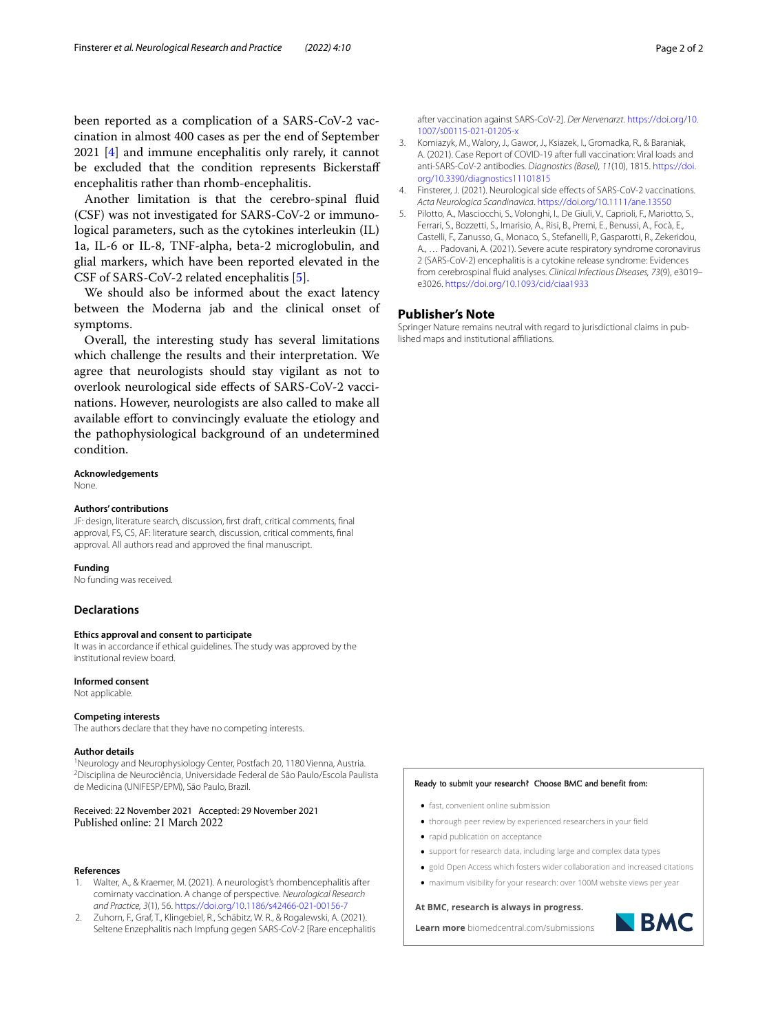been reported as a complication of a SARS-CoV-2 vaccination in almost 400 cases as per the end of September 2021 [4] and immune encephalitis only rarely, it cannot be excluded that the condition represents Bickerstaff encephalitis rather than rhomb-encephalitis.

Another limitation is that the cerebro-spinal fluid (CSF) was not investigated for SARS-CoV-2 or immunological parameters, such as the cytokines interleukin (IL) 1a, IL-6 or IL-8, TNF-alpha, beta-2 microglobulin, and glial markers, which have been reported elevated in the CSF of SARS-CoV-2 related encephalitis [5].

We should also be informed about the exact latency between the Moderna jab and the clinical onset of symptoms.

Overall, the interesting study has several limitations which challenge the results and their interpretation. We agree that neurologists should stay vigilant as not to overlook neurological side effects of SARS-CoV-2 vaccinations. However, neurologists are also called to make all available effort to convincingly evaluate the etiology and the pathophysiological background of an undetermined condition.

### Acknowledgements
None.

### Authors' contributions
JF: design, literature search, discussion, first draft, critical comments, final approval, FS, CS, AF: literature search, discussion, critical comments, final approval. All authors read and approved the final manuscript.

### Funding
No funding was received.

## Declarations

### Ethics approval and consent to participate
It was in accordance if ethical guidelines. The study was approved by the institutional review board.

### Informed consent
Not applicable.

### Competing interests
The authors declare that they have no competing interests.

### Author details
[1]Neurology and Neurophysiology Center, Postfach 20, 1180 Vienna, Austria. [2]Disciplina de Neurociência, Universidade Federal de São Paulo/Escola Paulista de Medicina (UNIFESP/EPM), São Paulo, Brazil.

Received: 22 November 2021 Accepted: 29 November 2021
Published online: 21 March 2022

### References
1. Walter, A., & Kraemer, M. (2021). A neurologist's rhombencephalitis after comirnaty vaccination. A change of perspective. *Neurological Research and Practice, 3*(1), 56. https://doi.org/10.1186/s42466-021-00156-7
2. Zuhorn, F., Graf, T., Klingebiel, R., Schäbitz, W. R., & Rogalewski, A. (2021). Seltene Enzephalitis nach Impfung gegen SARS-CoV-2 [Rare encephalitis after vaccination against SARS-CoV-2]. *Der Nervenarzt*. https://doi.org/10.1007/s00115-021-01205-x
3. Komiazyk, M., Walory, J., Gawor, J., Ksiazek, I., Gromadka, R., & Baraniak, A. (2021). Case Report of COVID-19 after full vaccination: Viral loads and anti-SARS-CoV-2 antibodies. *Diagnostics (Basel), 11*(10), 1815. https://doi.org/10.3390/diagnostics11101815
4. Finsterer, J. (2021). Neurological side effects of SARS-CoV-2 vaccinations. *Acta Neurologica Scandinavica*. https://doi.org/10.1111/ane.13550
5. Pilotto, A., Masciocchi, S., Volonghi, I., De Giuli, V., Caprioli, F., Mariotto, S., Ferrari, S., Bozzetti, S., Imarisio, A., Risi, B., Premi, E., Benussi, A., Focà, E., Castelli, F., Zanusso, G., Monaco, S., Stefanelli, P., Gasparotti, R., Zekeridou, A., … Padovani, A. (2021). Severe acute respiratory syndrome coronavirus 2 (SARS-CoV-2) encephalitis is a cytokine release syndrome: Evidences from cerebrospinal fluid analyses. *Clinical Infectious Diseases, 73*(9), e3019–e3026. https://doi.org/10.1093/cid/ciaa1933

## Publisher's Note
Springer Nature remains neutral with regard to jurisdictional claims in published maps and institutional affiliations.

Ready to submit your research? Choose BMC and benefit from:

- fast, convenient online submission
- thorough peer review by experienced researchers in your field
- rapid publication on acceptance
- support for research data, including large and complex data types
- gold Open Access which fosters wider collaboration and increased citations
- maximum visibility for your research: over 100M website views per year

**At BMC, research is always in progress.**

**Learn more** biomedcentral.com/submissions

BMC